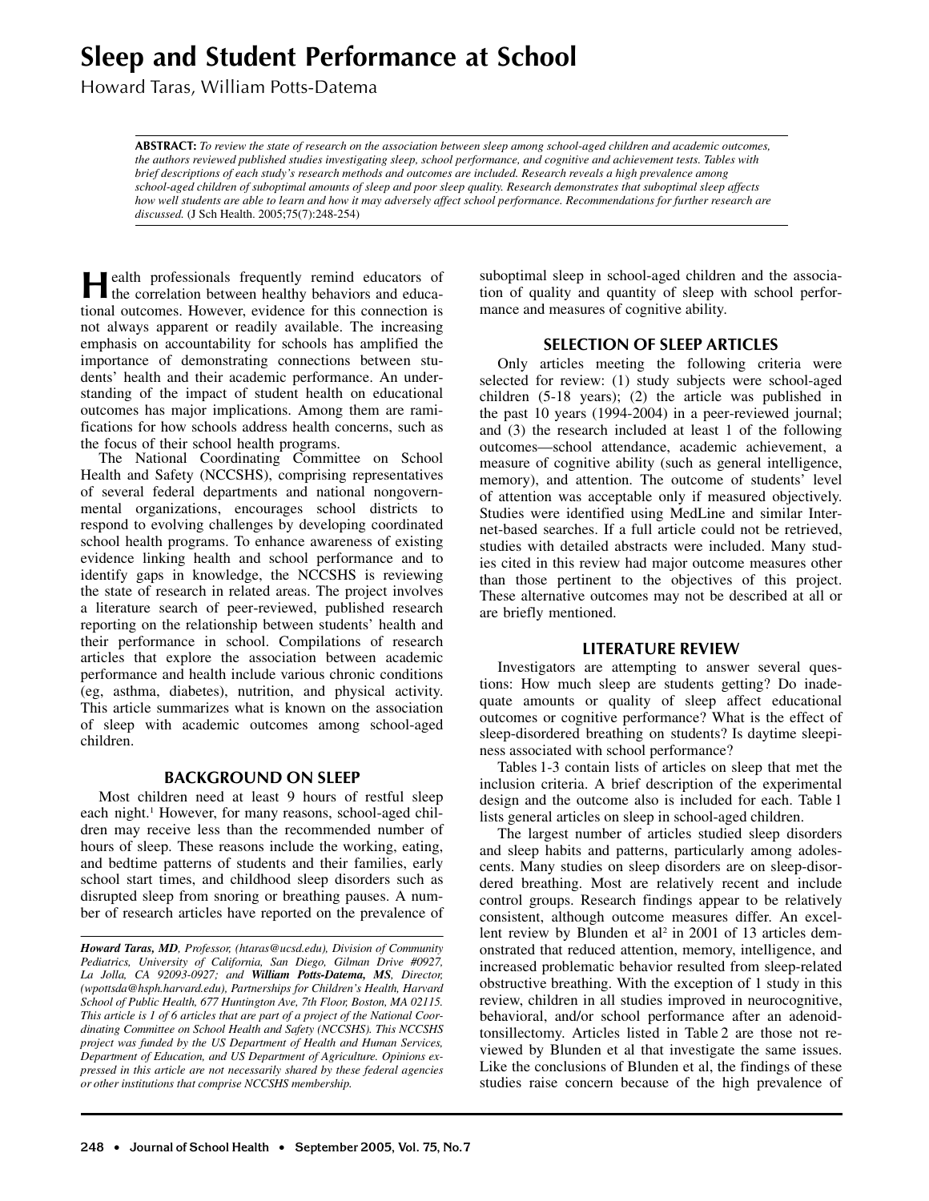# Sleep and Student Performance at School

Howard Taras, William Potts-Datema

**ABSTRACT:** *To review the state of research on the association between sleep among school-aged children and academic outcomes, the authors reviewed published studies investigating sleep, school performance, and cognitive and achievement tests. Tables with brief descriptions of each study's research methods and outcomes are included. Research reveals a high prevalence among school-aged children of suboptimal amounts of sleep and poor sleep quality. Research demonstrates that suboptimal sleep affects how well students are able to learn and how it may adversely affect school performance. Recommendations for further research are discussed.* (J Sch Health. 2005;75(7):248-254)

Health professionals frequently remind educators of the correlation between healthy behaviors and educational outcomes. However, evidence for this connection is not always apparent or readily available. The increasing emphasis on accountability for schools has amplified the importance of demonstrating connections between students' health and their academic performance. An understanding of the impact of student health on educational outcomes has major implications. Among them are ramifications for how schools address health concerns, such as the focus of their school health programs.

The National Coordinating Committee on School Health and Safety (NCCSHS), comprising representatives of several federal departments and national nongovernmental organizations, encourages school districts to respond to evolving challenges by developing coordinated school health programs. To enhance awareness of existing evidence linking health and school performance and to identify gaps in knowledge, the NCCSHS is reviewing the state of research in related areas. The project involves a literature search of peer-reviewed, published research reporting on the relationship between students' health and their performance in school. Compilations of research articles that explore the association between academic performance and health include various chronic conditions (eg, asthma, diabetes), nutrition, and physical activity. This article summarizes what is known on the association of sleep with academic outcomes among school-aged children.

## BACKGROUND ON SLEEP

Most children need at least 9 hours of restful sleep each night.[1] However, for many reasons, school-aged children may receive less than the recommended number of hours of sleep. These reasons include the working, eating, and bedtime patterns of students and their families, early school start times, and childhood sleep disorders such as disrupted sleep from snoring or breathing pauses. A number of research articles have reported on the prevalence of suboptimal sleep in school-aged children and the association of quality and quantity of sleep with school performance and measures of cognitive ability.

## SELECTION OF SLEEP ARTICLES

Only articles meeting the following criteria were selected for review: (1) study subjects were school-aged children (5-18 years); (2) the article was published in the past 10 years (1994-2004) in a peer-reviewed journal; and (3) the research included at least 1 of the following outcomes—school attendance, academic achievement, a measure of cognitive ability (such as general intelligence, memory), and attention. The outcome of students' level of attention was acceptable only if measured objectively. Studies were identified using MedLine and similar Internet-based searches. If a full article could not be retrieved, studies with detailed abstracts were included. Many studies cited in this review had major outcome measures other than those pertinent to the objectives of this project. These alternative outcomes may not be described at all or are briefly mentioned.

## LITERATURE REVIEW

Investigators are attempting to answer several questions: How much sleep are students getting? Do inadequate amounts or quality of sleep affect educational outcomes or cognitive performance? What is the effect of sleep-disordered breathing on students? Is daytime sleepiness associated with school performance?

Tables 1-3 contain lists of articles on sleep that met the inclusion criteria. A brief description of the experimental design and the outcome also is included for each. Table 1 lists general articles on sleep in school-aged children.

The largest number of articles studied sleep disorders and sleep habits and patterns, particularly among adolescents. Many studies on sleep disorders are on sleep-disordered breathing. Most are relatively recent and include control groups. Research findings appear to be relatively consistent, although outcome measures differ. An excellent review by Blunden et al[2] in 2001 of 13 articles demonstrated that reduced attention, memory, intelligence, and increased problematic behavior resulted from sleep-related obstructive breathing. With the exception of 1 study in this review, children in all studies improved in neurocognitive, behavioral, and/or school performance after an adenoidtonsillectomy. Articles listed in Table 2 are those not reviewed by Blunden et al that investigate the same issues. Like the conclusions of Blunden et al, the findings of these studies raise concern because of the high prevalence of

---

*Howard Taras, MD, Professor, (htaras@ucsd.edu), Division of Community Pediatrics, University of California, San Diego, Gilman Drive #0927, La Jolla, CA 92093-0927; and William Potts-Datema, MS, Director, (wpottsda@hsph.harvard.edu), Partnerships for Children's Health, Harvard School of Public Health, 677 Huntington Ave, 7th Floor, Boston, MA 02115. This article is 1 of 6 articles that are part of a project of the National Coordinating Committee on School Health and Safety (NCCSHS). This NCCSHS project was funded by the US Department of Health and Human Services, Department of Education, and US Department of Agriculture. Opinions expressed in this article are not necessarily shared by these federal agencies or other institutions that comprise NCCSHS membership.*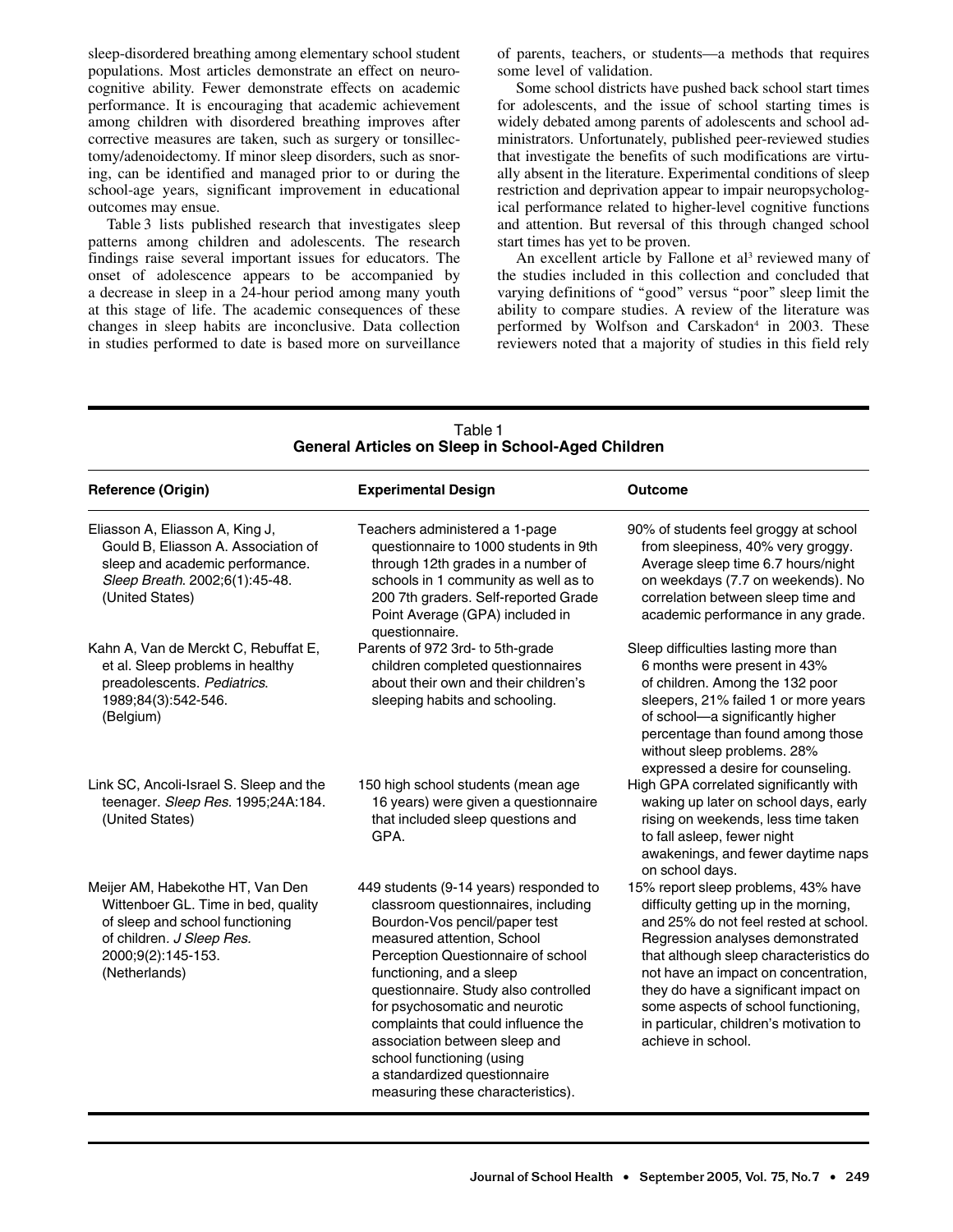sleep-disordered breathing among elementary school student populations. Most articles demonstrate an effect on neurocognitive ability. Fewer demonstrate effects on academic performance. It is encouraging that academic achievement among children with disordered breathing improves after corrective measures are taken, such as surgery or tonsillectomy/adenoidectomy. If minor sleep disorders, such as snoring, can be identified and managed prior to or during the school-age years, significant improvement in educational outcomes may ensue.

Table 3 lists published research that investigates sleep patterns among children and adolescents. The research findings raise several important issues for educators. The onset of adolescence appears to be accompanied by a decrease in sleep in a 24-hour period among many youth at this stage of life. The academic consequences of these changes in sleep habits are inconclusive. Data collection in studies performed to date is based more on surveillance of parents, teachers, or students—a methods that requires some level of validation.

Some school districts have pushed back school start times for adolescents, and the issue of school starting times is widely debated among parents of adolescents and school administrators. Unfortunately, published peer-reviewed studies that investigate the benefits of such modifications are virtually absent in the literature. Experimental conditions of sleep restriction and deprivation appear to impair neuropsychological performance related to higher-level cognitive functions and attention. But reversal of this through changed school start times has yet to be proven.

An excellent article by Fallone et al[3] reviewed many of the studies included in this collection and concluded that varying definitions of "good" versus "poor" sleep limit the ability to compare studies. A review of the literature was performed by Wolfson and Carskadon[4] in 2003. These reviewers noted that a majority of studies in this field rely

Table 1
**General Articles on Sleep in School-Aged Children**

| Reference (Origin) | Experimental Design | Outcome |
|---|---|---|
| Eliasson A, Eliasson A, King J, Gould B, Eliasson A. Association of sleep and academic performance. *Sleep Breath*. 2002;6(1):45-48. (United States) | Teachers administered a 1-page questionnaire to 1000 students in 9th through 12th grades in a number of schools in 1 community as well as to 200 7th graders. Self-reported Grade Point Average (GPA) included in questionnaire. | 90% of students feel groggy at school from sleepiness, 40% very groggy. Average sleep time 6.7 hours/night on weekdays (7.7 on weekends). No correlation between sleep time and academic performance in any grade. |
| Kahn A, Van de Merckt C, Rebuffat E, et al. Sleep problems in healthy preadolescents. *Pediatrics*. 1989;84(3):542-546. (Belgium) | Parents of 972 3rd- to 5th-grade children completed questionnaires about their own and their children's sleeping habits and schooling. | Sleep difficulties lasting more than 6 months were present in 43% of children. Among the 132 poor sleepers, 21% failed 1 or more years of school—a significantly higher percentage than found among those without sleep problems. 28% expressed a desire for counseling. |
| Link SC, Ancoli-Israel S. Sleep and the teenager. *Sleep Res*. 1995;24A:184. (United States) | 150 high school students (mean age 16 years) were given a questionnaire that included sleep questions and GPA. | High GPA correlated significantly with waking up later on school days, early rising on weekends, less time taken to fall asleep, fewer night awakenings, and fewer daytime naps on school days. |
| Meijer AM, Habekothe HT, Van Den Wittenboer GL. Time in bed, quality of sleep and school functioning of children. *J Sleep Res*. 2000;9(2):145-153. (Netherlands) | 449 students (9-14 years) responded to classroom questionnaires, including Bourdon-Vos pencil/paper test measured attention, School Perception Questionnaire of school functioning, and a sleep questionnaire. Study also controlled for psychosomatic and neurotic complaints that could influence the association between sleep and school functioning (using a standardized questionnaire measuring these characteristics). | 15% report sleep problems, 43% have difficulty getting up in the morning, and 25% do not feel rested at school. Regression analyses demonstrated that although sleep characteristics do not have an impact on concentration, they do have a significant impact on some aspects of school functioning, in particular, children's motivation to achieve in school. |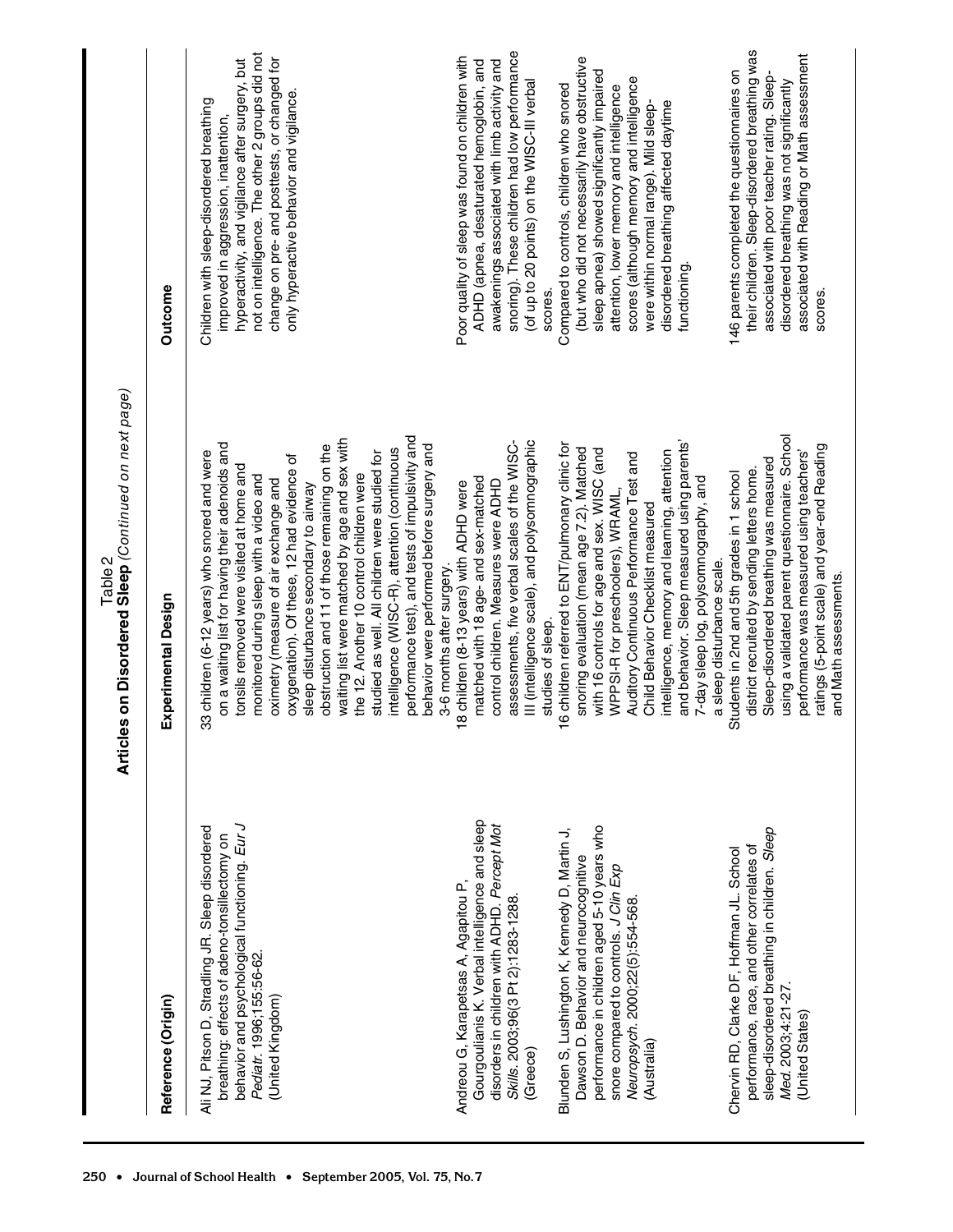Table 2
**Articles on Disordered Sleep** *(Continued on next page)*

| Reference (Origin) | Experimental Design | Outcome |
|---|---|---|
| Ali NJ, Pitson D, Stradling JR. Sleep disordered breathing: effects of adeno-tonsillectomy on behavior and psychological functioning. *Eur J Pediatr*. 1996;155:56-62. (United Kingdom) | 33 children (6-12 years) who snored and were on a waiting list for having their adenoids and tonsils removed were visited at home and monitored during sleep with a video and oximetry (measure of air exchange and oxygenation). Of these, 12 had evidence of sleep disturbance secondary to airway obstruction and 11 of those remaining on the waiting list were matched by age and sex with the 12. Another 10 control children were studied as well. All children were studied for intelligence (WISC-R), attention (continuous performance test), and tests of impulsivity and behavior were performed before surgery and 3-6 months after surgery. | Children with sleep-disordered breathing improved in aggression, inattention, hyperactivity, and vigilance after surgery, but not on intelligence. The other 2 groups did not change on pre- and posttests, or changed for only hyperactive behavior and vigilance. |
| Andreou G, Karapetsas A, Agapitou P, Gourgoulianis K. Verbal intelligence and sleep disorders in children with ADHD. *Percept Mot Skills*. 2003;96(3 Pt 2):1283-1288. (Greece) | 18 children (8-13 years) with ADHD were matched with 18 age- and sex-matched control children. Measures were ADHD assessments, five verbal scales of the WISC-III (intelligence scale), and polysomnographic studies of sleep. | Poor quality of sleep was found on children with ADHD (apnea, desaturated hemoglobin, and awakenings associated with limb activity and snoring). These children had low performance (of up to 20 points) on the WISC-III verbal scores. |
| Blunden S, Lushington K, Kennedy D, Martin J, Dawson D. Behavior and neurocognitive performance in children aged 5-10 years who snore compared to controls. *J Clin Exp Neuropsych*. 2000;22(5):554-568. (Australia) | 16 children referred to ENT/pulmonary clinic for snoring evaluation (mean age 7.2). Matched with 16 controls for age and sex. WISC (and WPPSI-R for preschoolers), WRAML, Auditory Continuous Performance Test and Child Behavior Checklist measured intelligence, memory and learning, attention and behavior. Sleep measured using parents' 7-day sleep log, polysomnography, and a sleep disturbance scale. | Compared to controls, children who snored (but who did not necessarily have obstructive sleep apnea) showed significantly impaired attention, lower memory and intelligence scores (although memory and intelligence were within normal range). Mild sleep-disordered breathing affected daytime functioning. |
| Chervin RD, Clarke DF, Hoffman JL. School performance, race, and other correlates of sleep-disordered breathing in children. *Sleep Med*. 2003;4:21-27. (United States) | Students in 2nd and 5th grades in 1 school district recruited by sending letters home. Sleep-disordered breathing was measured using a validated parent questionnaire. School performance was measured using teachers' ratings (5-point scale) and year-end Reading and Math assessments. | 146 parents completed the questionnaires on their children. Sleep-disordered breathing was associated with poor teacher rating. Sleep-disordered breathing was not significantly associated with Reading or Math assessment scores. |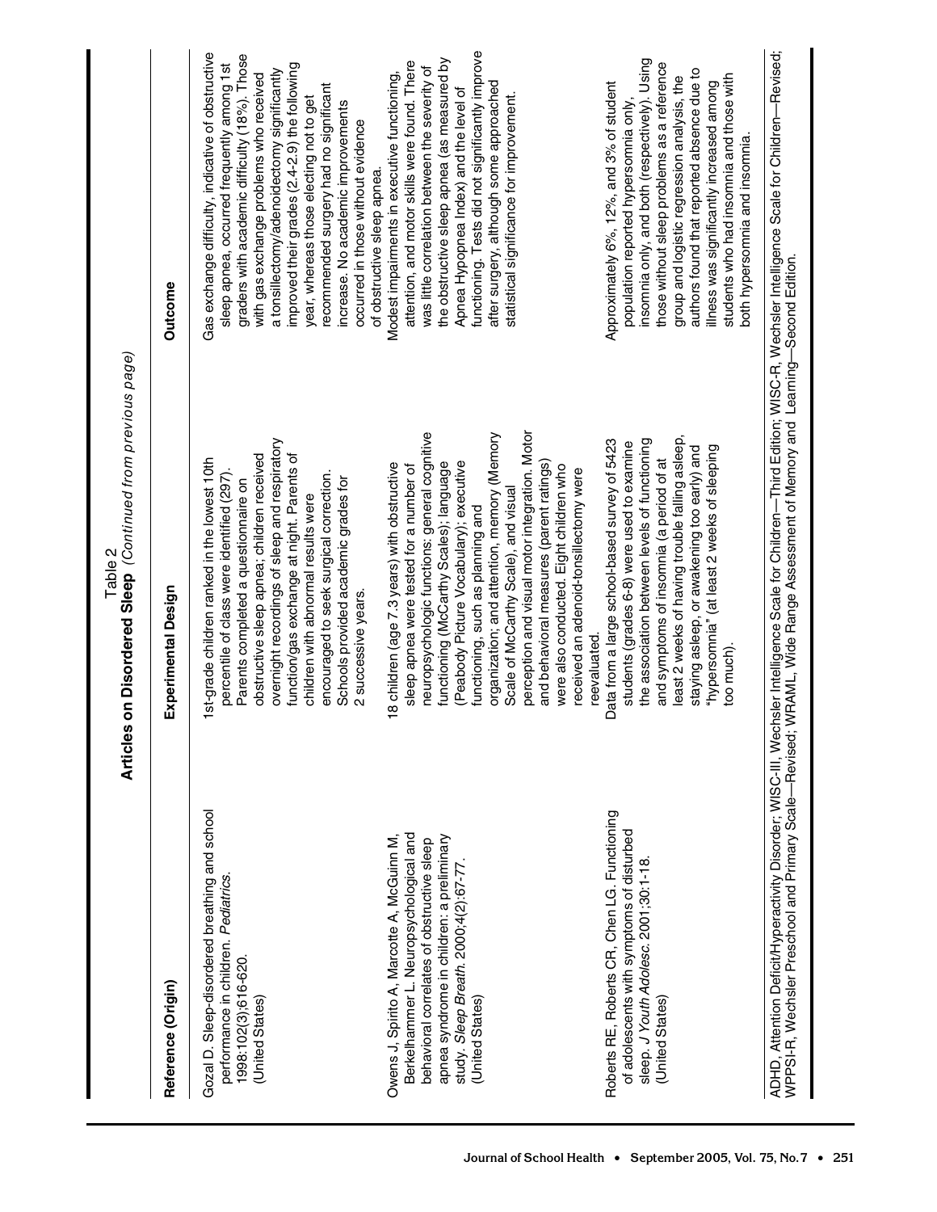Table 2
**Articles on Disordered Sleep** *(Continued from previous page)*

| Reference (Origin) | Experimental Design | Outcome |
|---|---|---|
| Gozal D. Sleep-disordered breathing and school performance in children. *Pediatrics.* 1998;102(3);616-620. (United States) | 1st-grade children ranked in the lowest 10th percentile of class were identified (297). Parents completed a questionnaire on obstructive sleep apnea; children received overnight recordings of sleep and respiratory function/gas exchange at night. Parents of children with abnormal results were encouraged to seek surgical correction. Schools provided academic grades for 2 successive years. | Gas exchange difficulty, indicative of obstructive sleep apnea, occurred frequently among 1st graders with academic difficulty (18%). Those with gas exchange problems who received a tonsillectomy/adenoidectomy significantly improved their grades (2.4-2.9) the following year, whereas those electing not to get recommended surgery had no significant increase. No academic improvements occurred in those without evidence of obstructive sleep apnea. |
| Owens J, Spirito A, Marcotte A, McGuinn M, Berkelhammer L. Neuropsychological and behavioral correlates of obstructive sleep apnea syndrome in children: a preliminary study. *Sleep Breath.* 2000;4(2):67-77. (United States) | 18 children (age 7.3 years) with obstructive sleep apnea were tested for a number of neuropsychologic functions: general cognitive functioning (McCarthy Scales); language (Peabody Picture Vocabulary); executive functioning, such as planning and organization; and attention, memory (Memory Scale of McCarthy Scale), and visual perception and visual motor integration. Motor and behavioral measures (parent ratings) were also conducted. Eight children who received an adenoid-tonsillectomy were reevaluated. | Modest impairments in executive functioning, attention, and motor skills were found. There was little correlation between the severity of the obstructive sleep apnea (as measured by Apnea Hypopnea Index) and the level of functioning. Tests did not significantly improve after surgery, although some approached statistical significance for improvement. |
| Roberts RE, Roberts CR, Chen LG. Functioning of adolescents with symptoms of disturbed sleep. *J Youth Adolesc.* 2001;30:1-18. (United States) | Data from a large school-based survey of 5423 students (grades 6-8) were used to examine the association between levels of functioning and symptoms of insomnia (a period of at least 2 weeks of having trouble falling asleep, staying asleep, or awakening too early) and "hypersomnia" (at least 2 weeks of sleeping too much). | Approximately 6%, 12%, and 3% of student population reported hypersomnia only, insomnia only, and both (respectively). Using those without sleep problems as a reference group and logistic regression analysis, the authors found that reported absence due to illness was significantly increased among students who had insomnia and those with both hypersomnia and insomnia. |

ADHD, Attention Deficit/Hyperactivity Disorder; WISC-III, Wechsler Intelligence Scale for Children—Third Edition; WISC-R, Wechsler Intelligence Scale for Children—Revised; WPPSI-R, Wechsler Preschool and Primary Scale—Revised; WRAML, Wide Range Assessment of Memory and Learning—Second Edition.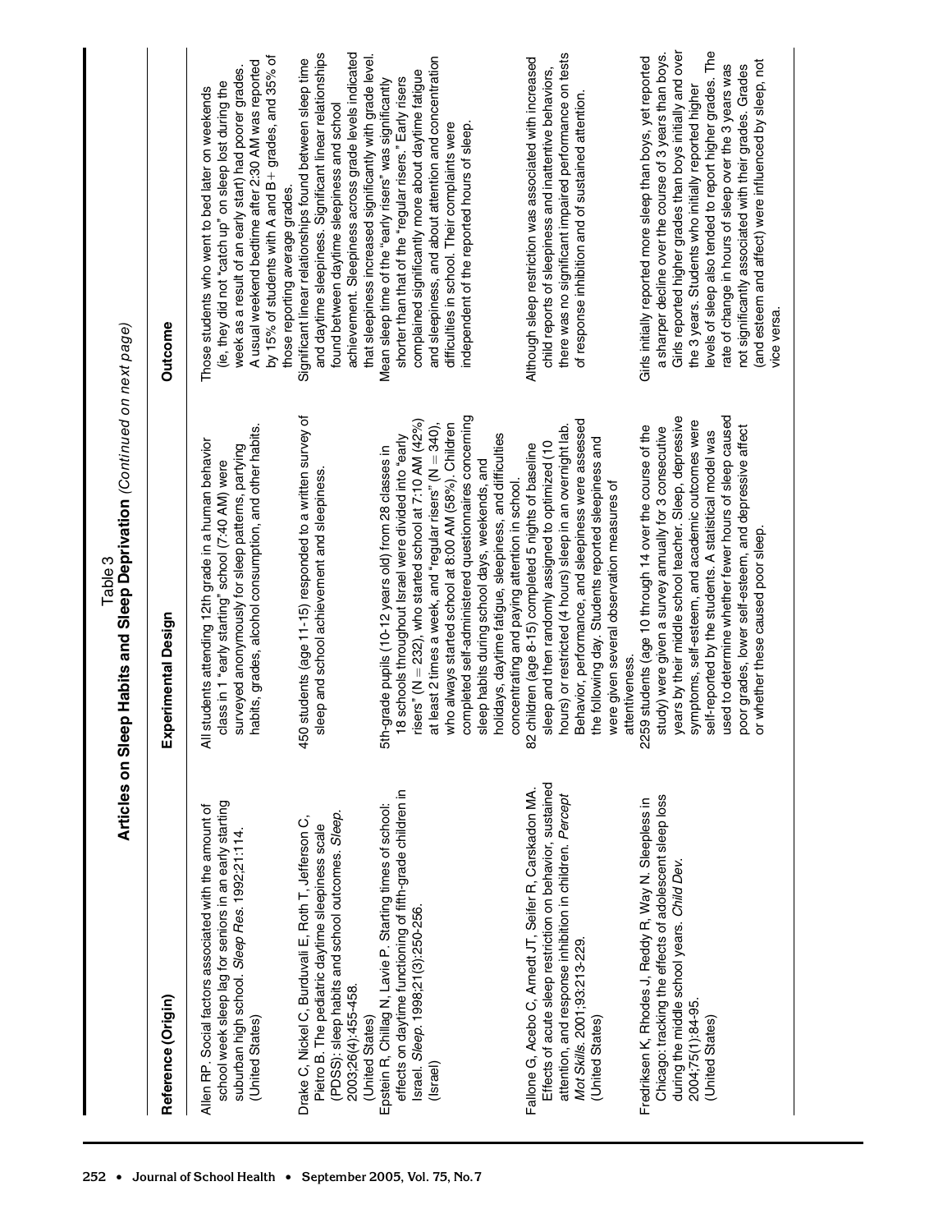Table 3
**Articles on Sleep Habits and Sleep Deprivation** *(Continued on next page)*

| Reference (Origin) | Experimental Design | Outcome |
|---|---|---|
| Allen RP. Social factors associated with the amount of school week sleep lag for seniors in an early starting suburban high school. *Sleep Res.* 1992;21:114. (United States) | All students attending 12th grade in a human behavior class in 1 "early starting" school (7:40 AM) were surveyed anonymously for sleep patterns, partying habits, grades, alcohol consumption, and other habits. | Those students who went to bed later on weekends (ie, they did not "catch up" on sleep lost during the week as a result of an early start) had poorer grades. A usual weekend bedtime after 2:30 AM was reported by 15% of students with A and B+ grades, and 35% of those reporting average grades. |
| Drake C, Nickel C, Burduvali E, Roth T, Jefferson C, Pietro B. The pediatric daytime sleepiness scale (PDSS): sleep habits and school outcomes. *Sleep.* 2003;26(4):455-458. (United States) | 450 students (age 11-15) responded to a written survey of sleep and school achievement and sleepiness. | Significant linear relationships found between sleep time and daytime sleepiness. Significant linear relationships found between daytime sleepiness and school achievement. Sleepiness across grade levels indicated that sleepiness increased significantly with grade level. |
| Epstein R, Chillag N, Lavie P. Starting times of school: effects on daytime functioning of fifth-grade children in Israel. *Sleep.* 1998;21(3):250-256. (Israel) | 5th-grade pupils (10-12 years old) from 28 classes in 18 schools throughout Israel were divided into "early risers" (N = 232), who started school at 7:10 AM (42%) at least 2 times a week, and "regular risers" (N = 340), who always started school at 8:00 AM (58%). Children completed self-administered questionnaires concerning sleep habits during school days, weekends, and holidays, daytime fatigue, sleepiness, and difficulties concentrating and paying attention in school. | Mean sleep time of the "early risers" was significantly shorter than that of the "regular risers." Early risers complained significantly more about daytime fatigue and sleepiness, and about attention and concentration difficulties in school. Their complaints were independent of the reported hours of sleep. |
| Fallone G, Acebo C, Arnedt JT, Seifer R, Carskadon MA. Effects of acute sleep restriction on behavior, sustained attention, and response inhibition in children. *Percept Mot Skills.* 2001;93:213-229. (United States) | 82 children (age 8-15) completed 5 nights of baseline sleep and then randomly assigned to optimized (10 hours) or restricted (4 hours) sleep in an overnight lab. Behavior, performance, and sleepiness were assessed the following day. Students reported sleepiness and were given several observation measures of attentiveness. | Although sleep restriction was associated with increased child reports of sleepiness and inattentive behaviors, there was no significant impaired performance on tests of response inhibition and of sustained attention. |
| Fredriksen K, Rhodes J, Reddy R, Way N. Sleepless in Chicago: tracking the effects of adolescent sleep loss during the middle school years. *Child Dev.* 2004;75(1):84-95. (United States) | 2259 students (age 10 through 14 over the course of the study) were given a survey annually for 3 consecutive years by their middle school teacher. Sleep, depressive symptoms, self-esteem, and academic outcomes were self-reported by the students. A statistical model was used to determine whether fewer hours of sleep caused poor grades, lower self-esteem, and depressive affect or whether these caused poor sleep. | Girls initially reported more sleep than boys, yet reported a sharper decline over the course of 3 years than boys. Girls reported higher grades than boys initially and over the 3 years. Students who initially reported higher levels of sleep also tended to report higher grades. The rate of change in hours of sleep over the 3 years was not significantly associated with their grades. Grades (and esteem and affect) were influenced by sleep, not vice versa. |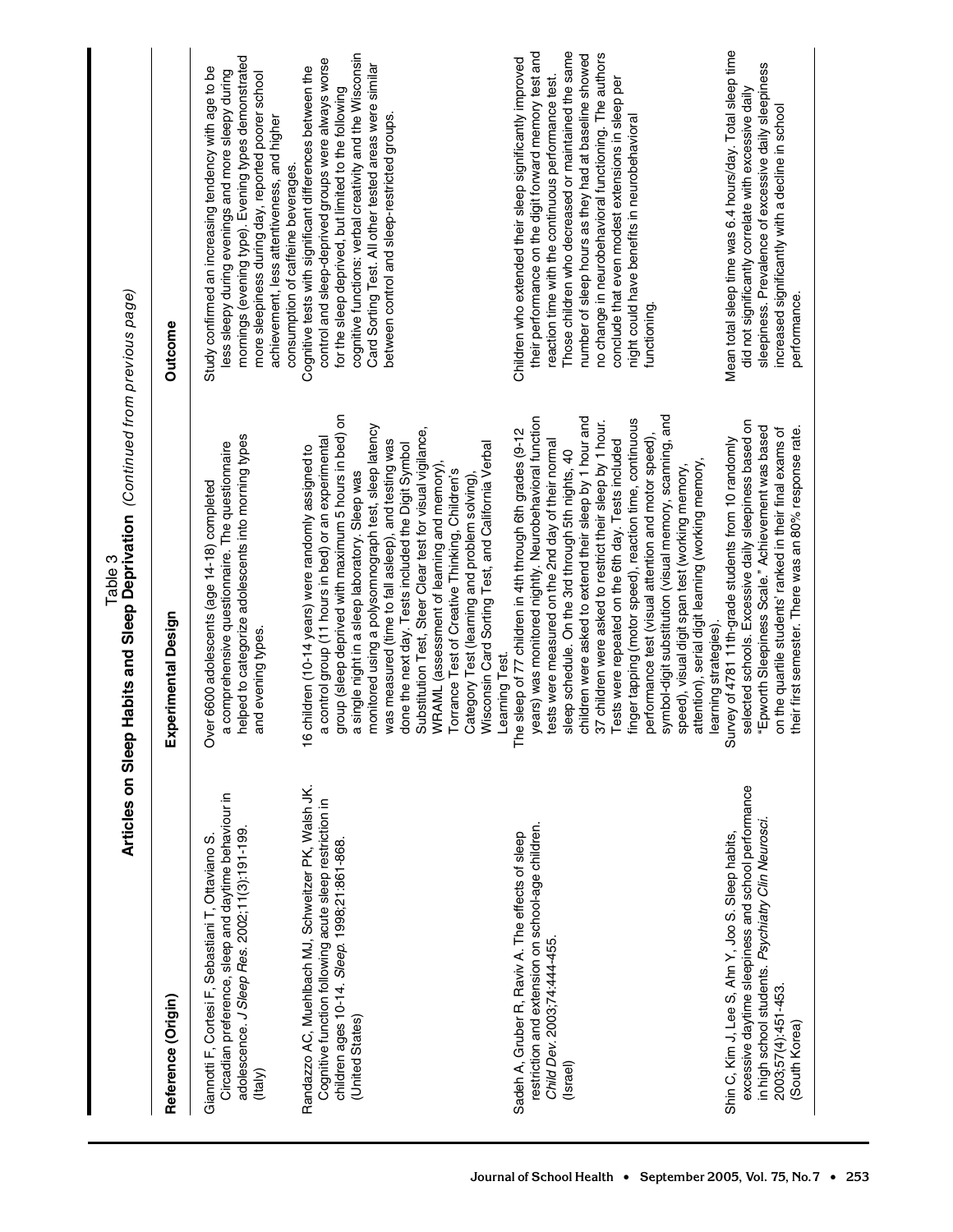Table 3
**Articles on Sleep Habits and Sleep Deprivation** *(Continued from previous page)*

| Reference (Origin) | Experimental Design | Outcome |
| --- | --- | --- |
| Giannotti F, Cortesi F, Sebastiani T, Ottaviano S. Circadian preference, sleep and daytime behaviour in adolescence. *J Sleep Res.* 2002;11(3):191-199. (Italy) | Over 6600 adolescents (age 14-18) completed a comprehensive questionnaire. The questionnaire helped to categorize adolescents into morning types and evening types. | Study confirmed an increasing tendency with age to be less sleepy during evenings and more sleepy during mornings (evening type). Evening types demonstrated more sleepiness during day, reported poorer school achievement, less attentiveness, and higher consumption of caffeine beverages. |
| Randazzo AC, Muehlbach MJ, Schweitzer PK, Walsh JK. Cognitive function following acute sleep restriction in children ages 10-14. *Sleep.* 1998;21:861-868. (United States) | 16 children (10-14 years) were randomly assigned to a control group (11 hours in bed) or an experimental group (sleep deprived with maximum 5 hours in bed) on a single night in a sleep laboratory. Sleep was monitored using a polysomnograph test, sleep latency was measured (time to fall asleep), and testing was done the next day. Tests included the Digit Symbol Substitution Test, Steer Clear test for visual vigilance, WRAML (assessment of learning and memory), Torrance Test of Creative Thinking, Children's Category Test (learning and problem solving), Wisconsin Card Sorting Test, and California Verbal Learning Test. | Cognitive tests with significant differences between the control and sleep-deprived groups were always worse for the sleep deprived, but limited to the following cognitive functions: verbal creativity and the Wisconsin Card Sorting Test. All other tested areas were similar between control and sleep-restricted groups. |
| Sadeh A, Gruber R, Raviv A. The effects of sleep restriction and extension on school-age children. *Child Dev.* 2003;74:444-455. (Israel) | The sleep of 77 children in 4th through 6th grades (9-12 years) was monitored nightly. Neurobehavioral function tests were measured on the 2nd day of their normal sleep schedule. On the 3rd through 5th nights, 40 children were asked to extend their sleep by 1 hour and 37 children were asked to restrict their sleep by 1 hour. Tests were repeated on the 6th day. Tests included finger tapping (motor speed), reaction time, continuous performance test (visual attention and motor speed), symbol-digit substitution (visual memory, scanning, and speed), visual digit span test (working memory, attention), serial digit learning (working memory, learning strategies). | Children who extended their sleep significantly improved their performance on the digit forward memory test and reaction time with the continuous performance test. Those children who decreased or maintained the same number of sleep hours as they had at baseline showed no change in neurobehavioral functioning. The authors conclude that even modest extensions in sleep per night could have benefits in neurobehavioral functioning. |
| Shin C, Kim J, Lee S, Ahn Y, Joo S. Sleep habits, excessive daytime sleepiness and school performance in high school students. *Psychiatry Clin Neurosci.* 2003;57(4):451-453. (South Korea) | Survey of 4781 11th-grade students from 10 randomly selected schools. Excessive daily sleepiness based on "Epworth Sleepiness Scale." Achievement was based on the quartile students' ranked in their final exams of their first semester. There was an 80% response rate. | Mean total sleep time was 6.4 hours/day. Total sleep time did not significantly correlate with excessive daily sleepiness. Prevalence of excessive daily sleepiness increased significantly with a decline in school performance. |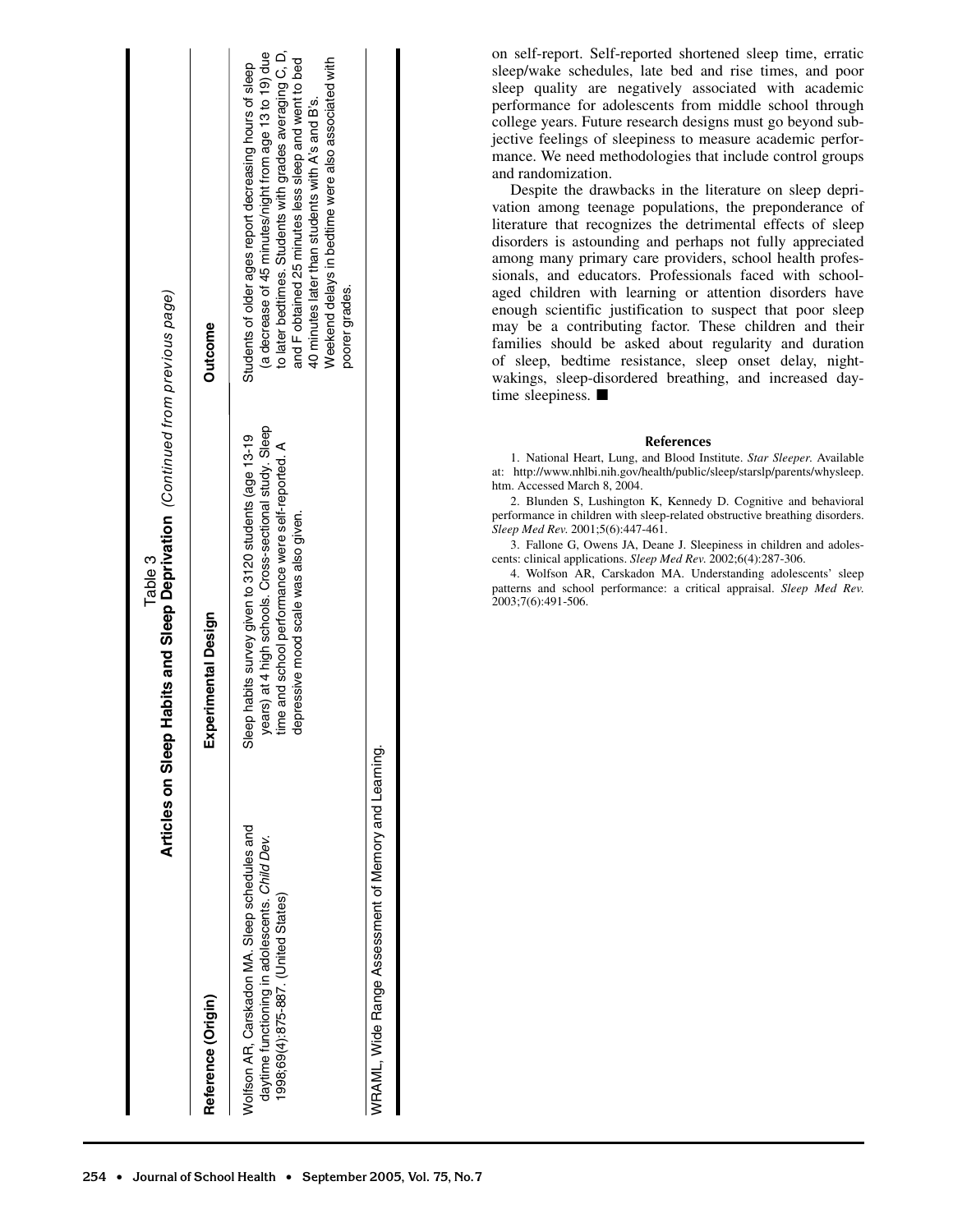Table 3
**Articles on Sleep Habits and Sleep Deprivation** *(Continued from previous page)*

| Reference (Origin) | Experimental Design | Outcome |
|---|---|---|
| Wolfson AR, Carskadon MA. Sleep schedules and daytime functioning in adolescents. *Child Dev.* 1998;69(4):875-887. (United States) | Sleep habits survey given to 3120 students (age 13-19 years) at 4 high schools. Cross-sectional study. Sleep time and school performance were self-reported. A depressive mood scale was also given. | Students of older ages report decreasing hours of sleep (a decrease of 45 minutes/night from age 13 to 19) due to later bedtimes. Students with grades averaging C, D, and F obtained 25 minutes less sleep and went to bed 40 minutes later than students with A's and B's. Weekend delays in bedtime were also associated with poorer grades. |

WRAML, Wide Range Assessment of Memory and Learning.

on self-report. Self-reported shortened sleep time, erratic sleep/wake schedules, late bed and rise times, and poor sleep quality are negatively associated with academic performance for adolescents from middle school through college years. Future research designs must go beyond subjective feelings of sleepiness to measure academic performance. We need methodologies that include control groups and randomization.

Despite the drawbacks in the literature on sleep deprivation among teenage populations, the preponderance of literature that recognizes the detrimental effects of sleep disorders is astounding and perhaps not fully appreciated among many primary care providers, school health professionals, and educators. Professionals faced with school-aged children with learning or attention disorders have enough scientific justification to suspect that poor sleep may be a contributing factor. These children and their families should be asked about regularity and duration of sleep, bedtime resistance, sleep onset delay, night-wakings, sleep-disordered breathing, and increased daytime sleepiness. ■

## References

1. National Heart, Lung, and Blood Institute. *Star Sleeper.* Available at: http://www.nhlbi.nih.gov/health/public/sleep/starslp/parents/whysleep.htm. Accessed March 8, 2004.
2. Blunden S, Lushington K, Kennedy D. Cognitive and behavioral performance in children with sleep-related obstructive breathing disorders. *Sleep Med Rev.* 2001;5(6):447-461.
3. Fallone G, Owens JA, Deane J. Sleepiness in children and adolescents: clinical applications. *Sleep Med Rev.* 2002;6(4):287-306.
4. Wolfson AR, Carskadon MA. Understanding adolescents' sleep patterns and school performance: a critical appraisal. *Sleep Med Rev.* 2003;7(6):491-506.